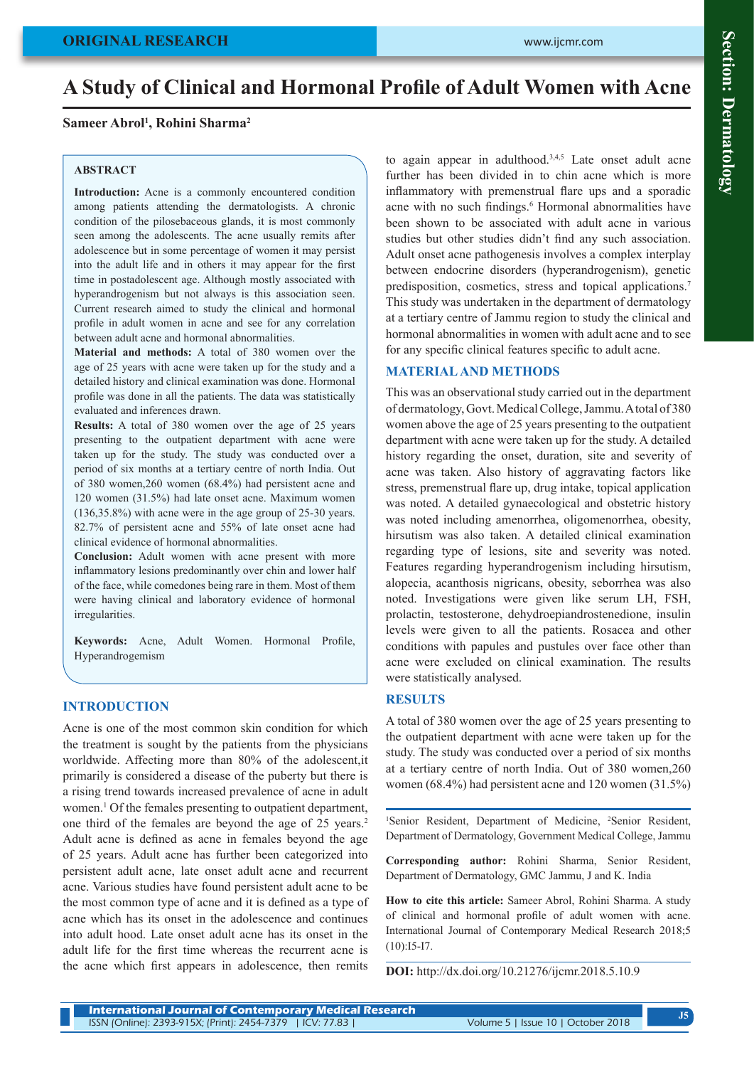# A Study of Clinical and Hormonal Profile of Adult Women with Acne

**Sameer Abrol[1], Rohini Sharma[2]**

## ABSTRACT

**Introduction:** Acne is a commonly encountered condition among patients attending the dermatologists. A chronic condition of the pilosebaceous glands, it is most commonly seen among the adolescents. The acne usually remits after adolescence but in some percentage of women it may persist into the adult life and in others it may appear for the first time in postadolescent age. Although mostly associated with hyperandrogenism but not always is this association seen. Current research aimed to study the clinical and hormonal profile in adult women in acne and see for any correlation between adult acne and hormonal abnormalities.
**Material and methods:** A total of 380 women over the age of 25 years with acne were taken up for the study and a detailed history and clinical examination was done. Hormonal profile was done in all the patients. The data was statistically evaluated and inferences drawn.
**Results:** A total of 380 women over the age of 25 years presenting to the outpatient department with acne were taken up for the study. The study was conducted over a period of six months at a tertiary centre of north India. Out of 380 women,260 women (68.4%) had persistent acne and 120 women (31.5%) had late onset acne. Maximum women (136,35.8%) with acne were in the age group of 25-30 years. 82.7% of persistent acne and 55% of late onset acne had clinical evidence of hormonal abnormalities.
**Conclusion:** Adult women with acne present with more inflammatory lesions predominantly over chin and lower half of the face, while comedones being rare in them. Most of them were having clinical and laboratory evidence of hormonal irregularities.

**Keywords:** Acne, Adult Women. Hormonal Profile, Hyperandrogemism

## INTRODUCTION

Acne is one of the most common skin condition for which the treatment is sought by the patients from the physicians worldwide. Affecting more than 80% of the adolescent,it primarily is considered a disease of the puberty but there is a rising trend towards increased prevalence of acne in adult women.[1] Of the females presenting to outpatient department, one third of the females are beyond the age of 25 years.[2] Adult acne is defined as acne in females beyond the age of 25 years. Adult acne has further been categorized into persistent adult acne, late onset adult acne and recurrent acne. Various studies have found persistent adult acne to be the most common type of acne and it is defined as a type of acne which has its onset in the adolescence and continues into adult hood. Late onset adult acne has its onset in the adult life for the first time whereas the recurrent acne is the acne which first appears in adolescence, then remits to again appear in adulthood.[3,4,5] Late onset adult acne further has been divided in to chin acne which is more inflammatory with premenstrual flare ups and a sporadic acne with no such findings.[6] Hormonal abnormalities have been shown to be associated with adult acne in various studies but other studies didn't find any such association. Adult onset acne pathogenesis involves a complex interplay between endocrine disorders (hyperandrogenism), genetic predisposition, cosmetics, stress and topical applications.[7] This study was undertaken in the department of dermatology at a tertiary centre of Jammu region to study the clinical and hormonal abnormalities in women with adult acne and to see for any specific clinical features specific to adult acne.

## MATERIAL AND METHODS

This was an observational study carried out in the department of dermatology, Govt. Medical College, Jammu. A total of 380 women above the age of 25 years presenting to the outpatient department with acne were taken up for the study. A detailed history regarding the onset, duration, site and severity of acne was taken. Also history of aggravating factors like stress, premenstrual flare up, drug intake, topical application was noted. A detailed gynaecological and obstetric history was noted including amenorrhea, oligomenorrhea, obesity, hirsutism was also taken. A detailed clinical examination regarding type of lesions, site and severity was noted. Features regarding hyperandrogenism including hirsutism, alopecia, acanthosis nigricans, obesity, seborrhea was also noted. Investigations were given like serum LH, FSH, prolactin, testosterone, dehydroepiandrostenedione, insulin levels were given to all the patients. Rosacea and other conditions with papules and pustules over face other than acne were excluded on clinical examination. The results were statistically analysed.

## RESULTS

A total of 380 women over the age of 25 years presenting to the outpatient department with acne were taken up for the study. The study was conducted over a period of six months at a tertiary centre of north India. Out of 380 women,260 women (68.4%) had persistent acne and 120 women (31.5%)

[1]Senior Resident, Department of Medicine, [2]Senior Resident, Department of Dermatology, Government Medical College, Jammu

**Corresponding author:** Rohini Sharma, Senior Resident, Department of Dermatology, GMC Jammu, J and K. India

**How to cite this article:** Sameer Abrol, Rohini Sharma. A study of clinical and hormonal profile of adult women with acne. International Journal of Contemporary Medical Research 2018;5 (10):I5-I7.

**DOI:** http://dx.doi.org/10.21276/ijcmr.2018.5.10.9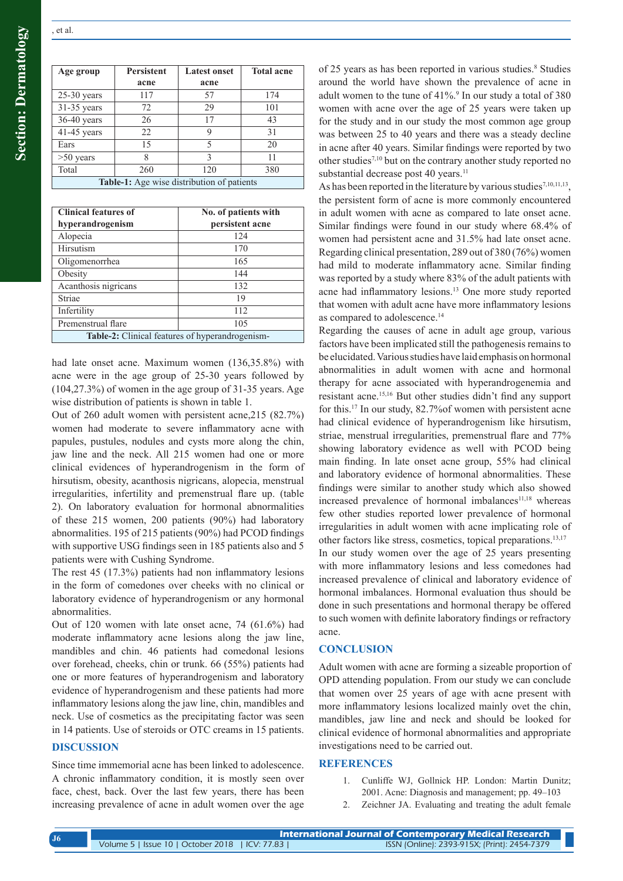| Age group | Persistent acne | Latest onset acne | Total acne |
|---|---|---|---|
| 25-30 years | 117 | 57 | 174 |
| 31-35 years | 72 | 29 | 101 |
| 36-40 years | 26 | 17 | 43 |
| 41-45 years | 22 | 9 | 31 |
| Ears | 15 | 5 | 20 |
| >50 years | 8 | 3 | 11 |
| Total | 260 | 120 | 380 |

**Table-1:** Age wise distribution of patients

| Clinical features of hyperandrogenism | No. of patients with persistent acne |
|---|---|
| Alopecia | 124 |
| Hirsutism | 170 |
| Oligomenorrhea | 165 |
| Obesity | 144 |
| Acanthosis nigricans | 132 |
| Striae | 19 |
| Infertility | 112 |
| Premenstrual flare | 105 |

**Table-2:** Clinical features of hyperandrogenism-

had late onset acne. Maximum women (136,35.8%) with acne were in the age group of 25-30 years followed by (104,27.3%) of women in the age group of 31-35 years. Age wise distribution of patients is shown in table 1.

Out of 260 adult women with persistent acne,215 (82.7%) women had moderate to severe inflammatory acne with papules, pustules, nodules and cysts more along the chin, jaw line and the neck. All 215 women had one or more clinical evidences of hyperandrogenism in the form of hirsutism, obesity, acanthosis nigricans, alopecia, menstrual irregularities, infertility and premenstrual flare up. (table 2). On laboratory evaluation for hormonal abnormalities of these 215 women, 200 patients (90%) had laboratory abnormalities. 195 of 215 patients (90%) had PCOD findings with supportive USG findings seen in 185 patients also and 5 patients were with Cushing Syndrome.

The rest 45 (17.3%) patients had non inflammatory lesions in the form of comedones over cheeks with no clinical or laboratory evidence of hyperandrogenism or any hormonal abnormalities.

Out of 120 women with late onset acne, 74 (61.6%) had moderate inflammatory acne lesions along the jaw line, mandibles and chin. 46 patients had comedonal lesions over forehead, cheeks, chin or trunk. 66 (55%) patients had one or more features of hyperandrogenism and laboratory evidence of hyperandrogenism and these patients had more inflammatory lesions along the jaw line, chin, mandibles and neck. Use of cosmetics as the precipitating factor was seen in 14 patients. Use of steroids or OTC creams in 15 patients.

## DISCUSSION

Since time immemorial acne has been linked to adolescence. A chronic inflammatory condition, it is mostly seen over face, chest, back. Over the last few years, there has been increasing prevalence of acne in adult women over the age of 25 years as has been reported in various studies.[8] Studies around the world have shown the prevalence of acne in adult women to the tune of 41%.[9] In our study a total of 380 women with acne over the age of 25 years were taken up for the study and in our study the most common age group was between 25 to 40 years and there was a steady decline in acne after 40 years. Similar findings were reported by two other studies[7,10] but on the contrary another study reported no substantial decrease post 40 years.[11]

As has been reported in the literature by various studies[7,10,11,13], the persistent form of acne is more commonly encountered in adult women with acne as compared to late onset acne. Similar findings were found in our study where 68.4% of women had persistent acne and 31.5% had late onset acne. Regarding clinical presentation, 289 out of 380 (76%) women had mild to moderate inflammatory acne. Similar finding was reported by a study where 83% of the adult patients with acne had inflammatory lesions.[13] One more study reported that women with adult acne have more inflammatory lesions as compared to adolescence.[14]

Regarding the causes of acne in adult age group, various factors have been implicated still the pathogenesis remains to be elucidated. Various studies have laid emphasis on hormonal abnormalities in adult women with acne and hormonal therapy for acne associated with hyperandrogenemia and resistant acne.[15,16] But other studies didn't find any support for this.[17] In our study, 82.7%of women with persistent acne had clinical evidence of hyperandrogenism like hirsutism, striae, menstrual irregularities, premenstrual flare and 77% showing laboratory evidence as well with PCOD being main finding. In late onset acne group, 55% had clinical and laboratory evidence of hormonal abnormalities. These findings were similar to another study which also showed increased prevalence of hormonal imbalances[11,18] whereas few other studies reported lower prevalence of hormonal irregularities in adult women with acne implicating role of other factors like stress, cosmetics, topical preparations.[13,17]

In our study women over the age of 25 years presenting with more inflammatory lesions and less comedones had increased prevalence of clinical and laboratory evidence of hormonal imbalances. Hormonal evaluation thus should be done in such presentations and hormonal therapy be offered to such women with definite laboratory findings or refractory acne.

## CONCLUSION

Adult women with acne are forming a sizeable proportion of OPD attending population. From our study we can conclude that women over 25 years of age with acne present with more inflammatory lesions localized mainly ovet the chin, mandibles, jaw line and neck and should be looked for clinical evidence of hormonal abnormalities and appropriate investigations need to be carried out.

## REFERENCES

1. Cunliffe WJ, Gollnick HP. London: Martin Dunitz; 2001. Acne: Diagnosis and management; pp. 49–103
2. Zeichner JA. Evaluating and treating the adult female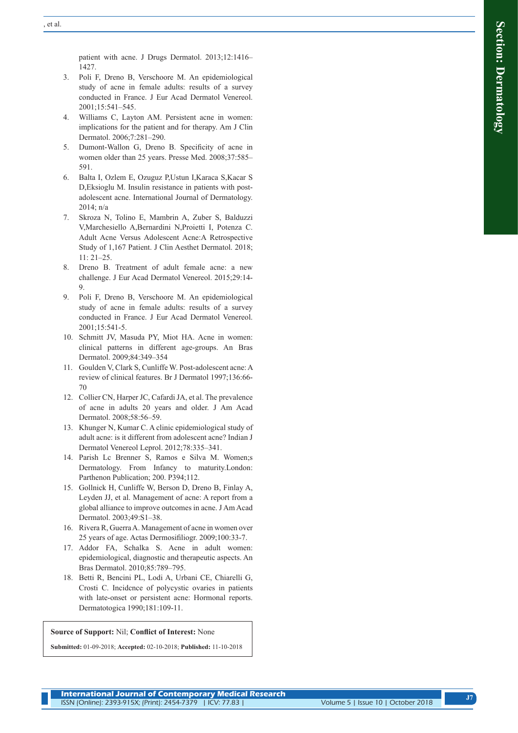patient with acne. J Drugs Dermatol. 2013;12:1416–1427.

3. Poli F, Dreno B, Verschoore M. An epidemiological study of acne in female adults: results of a survey conducted in France. J Eur Acad Dermatol Venereol. 2001;15:541–545.
4. Williams C, Layton AM. Persistent acne in women: implications for the patient and for therapy. Am J Clin Dermatol. 2006;7:281–290.
5. Dumont-Wallon G, Dreno B. Specificity of acne in women older than 25 years. Presse Med. 2008;37:585–591.
6. Balta I, Ozlem E, Ozuguz P,Ustun I,Karaca S,Kacar S D,Eksioglu M. Insulin resistance in patients with post-adolescent acne. International Journal of Dermatology. 2014; n/a
7. Skroza N, Tolino E, Mambrin A, Zuber S, Balduzzi V,Marchesiello A,Bernardini N,Proietti I, Potenza C. Adult Acne Versus Adolescent Acne:A Retrospective Study of 1,167 Patient. J Clin Aesthet Dermatol. 2018; 11: 21–25.
8. Dreno B. Treatment of adult female acne: a new challenge. J Eur Acad Dermatol Venereol. 2015;29:14-9.
9. Poli F, Dreno B, Verschoore M. An epidemiological study of acne in female adults: results of a survey conducted in France. J Eur Acad Dermatol Venereol. 2001;15:541-5.
10. Schmitt JV, Masuda PY, Miot HA. Acne in women: clinical patterns in different age-groups. An Bras Dermatol. 2009;84:349–354
11. Goulden V, Clark S, Cunliffe W. Post-adolescent acne: A review of clinical features. Br J Dermatol 1997;136:66-70
12. Collier CN, Harper JC, Cafardi JA, et al. The prevalence of acne in adults 20 years and older. J Am Acad Dermatol. 2008;58:56–59.
13. Khunger N, Kumar C. A clinic epidemiological study of adult acne: is it different from adolescent acne? Indian J Dermatol Venereol Leprol. 2012;78:335–341.
14. Parish Lc Brenner S, Ramos e Silva M. Women;s Dermatology. From Infancy to maturity.London: Parthenon Publication; 200. P394;112.
15. Gollnick H, Cunliffe W, Berson D, Dreno B, Finlay A, Leyden JJ, et al. Management of acne: A report from a global alliance to improve outcomes in acne. J Am Acad Dermatol. 2003;49:S1–38.
16. Rivera R, Guerra A. Management of acne in women over 25 years of age. Actas Dermosifiliogr. 2009;100:33-7.
17. Addor FA, Schalka S. Acne in adult women: epidemiological, diagnostic and therapeutic aspects. An Bras Dermatol. 2010;85:789–795.
18. Betti R, Bencini PL, Lodi A, Urbani CE, Chiarelli G, Crosti C. Incidcnce of polycystic ovaries in patients with late-onset or persistent acne: Hormonal reports. Dermatotogica 1990;181:109-11.

**Source of Support:** Nil; **Conflict of Interest:** None

**Submitted:** 01-09-2018; **Accepted:** 02-10-2018; **Published:** 11-10-2018